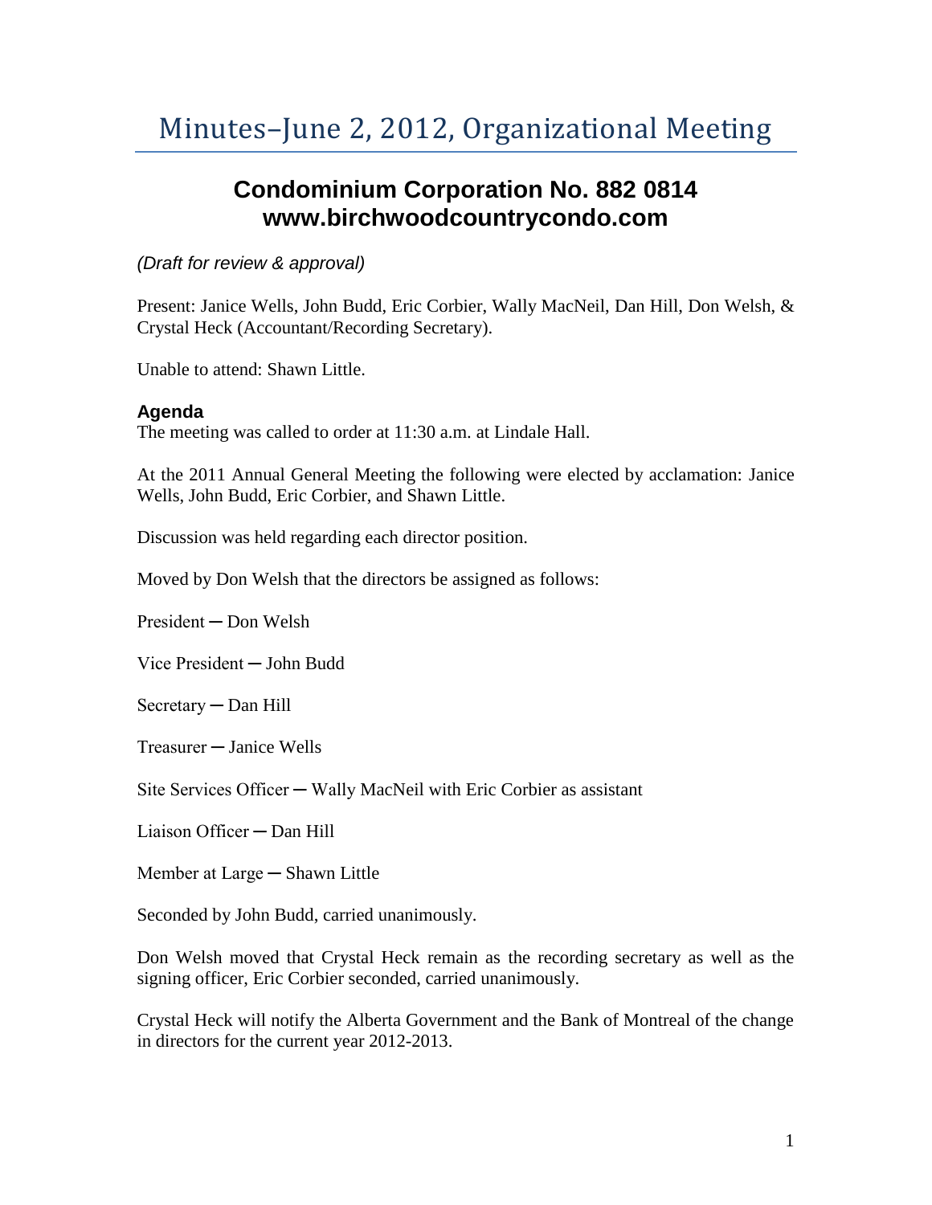# Minutes–June 2, 2012, Organizational Meeting

## Condominium Corporation No. 882 0814
## www.birchwoodcountrycondo.com

*(Draft for review & approval)*

Present: Janice Wells, John Budd, Eric Corbier, Wally MacNeil, Dan Hill, Don Welsh, & Crystal Heck (Accountant/Recording Secretary).

Unable to attend: Shawn Little.

### Agenda

The meeting was called to order at 11:30 a.m. at Lindale Hall.

At the 2011 Annual General Meeting the following were elected by acclamation: Janice Wells, John Budd, Eric Corbier, and Shawn Little.

Discussion was held regarding each director position.

Moved by Don Welsh that the directors be assigned as follows:

President ─ Don Welsh

Vice President ─ John Budd

Secretary ─ Dan Hill

Treasurer ─ Janice Wells

Site Services Officer ─ Wally MacNeil with Eric Corbier as assistant

Liaison Officer ─ Dan Hill

Member at Large ─ Shawn Little

Seconded by John Budd, carried unanimously.

Don Welsh moved that Crystal Heck remain as the recording secretary as well as the signing officer, Eric Corbier seconded, carried unanimously.

Crystal Heck will notify the Alberta Government and the Bank of Montreal of the change in directors for the current year 2012-2013.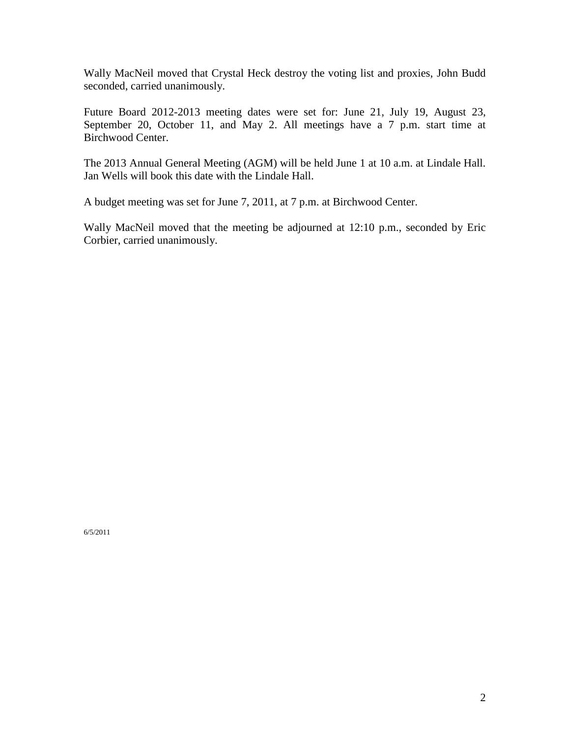Wally MacNeil moved that Crystal Heck destroy the voting list and proxies, John Budd seconded, carried unanimously.

Future Board 2012-2013 meeting dates were set for: June 21, July 19, August 23, September 20, October 11, and May 2. All meetings have a 7 p.m. start time at Birchwood Center.

The 2013 Annual General Meeting (AGM) will be held June 1 at 10 a.m. at Lindale Hall. Jan Wells will book this date with the Lindale Hall.

A budget meeting was set for June 7, 2011, at 7 p.m. at Birchwood Center.

Wally MacNeil moved that the meeting be adjourned at 12:10 p.m., seconded by Eric Corbier, carried unanimously.

6/5/2011